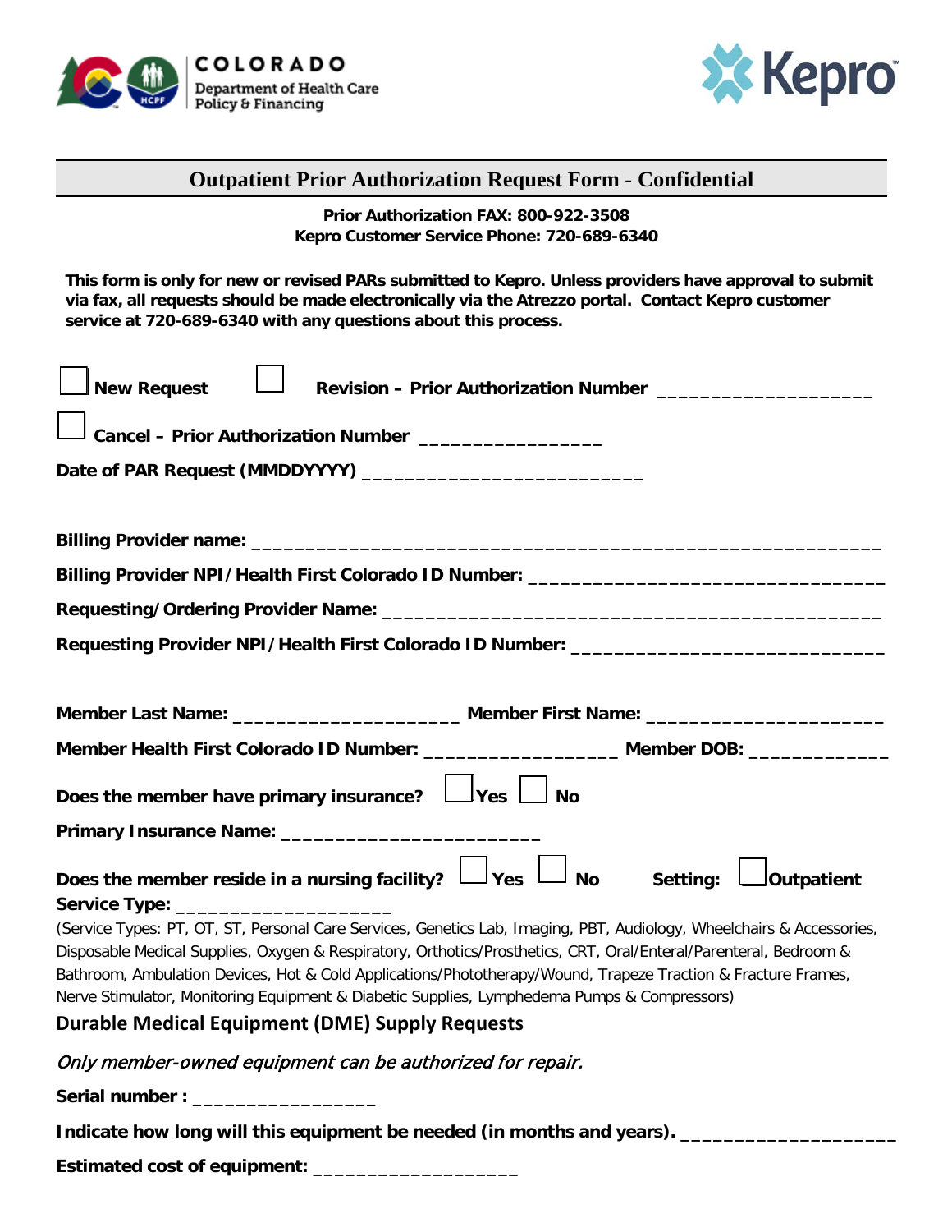## Outpatient Prior Authorization Request Form - Confidential

**Prior Authorization FAX: 800-922-3508**
**Kepro Customer Service Phone: 720-689-6340**

**This form is only for new or revised PARs submitted to Kepro. Unless providers have approval to submit via fax, all requests should be made electronically via the Atrezzo portal. Contact Kepro customer service at 720-689-6340 with any questions about this process.**

☐ **New Request** ☐ **Revision – Prior Authorization Number** ____________________

☐ **Cancel – Prior Authorization Number** _________________

**Date of PAR Request (MMDDYYYY)** __________________________

**Billing Provider name:** ___________________________________________________________

**Billing Provider NPI/Health First Colorado ID Number:** _________________________________

**Requesting/Ordering Provider Name:** _______________________________________________

**Requesting Provider NPI/Health First Colorado ID Number:** _____________________________

**Member Last Name:** _____________________ **Member First Name:** ______________________

**Member Health First Colorado ID Number:** __________________ **Member DOB:** _____________

**Does the member have primary insurance?** ☐ **Yes** ☐ **No**

**Primary Insurance Name:** ________________________

**Does the member reside in a nursing facility?** ☐ **Yes** ☐ **No** **Setting:** ☐ **Outpatient**

**Service Type:** ____________________

(Service Types: PT, OT, ST, Personal Care Services, Genetics Lab, Imaging, PBT, Audiology, Wheelchairs & Accessories, Disposable Medical Supplies, Oxygen & Respiratory, Orthotics/Prosthetics, CRT, Oral/Enteral/Parenteral, Bedroom & Bathroom, Ambulation Devices, Hot & Cold Applications/Phototherapy/Wound, Trapeze Traction & Fracture Frames, Nerve Stimulator, Monitoring Equipment & Diabetic Supplies, Lymphedema Pumps & Compressors)

### Durable Medical Equipment (DME) Supply Requests

*Only member-owned equipment can be authorized for repair.*

**Serial number :** _________________

**Indicate how long will this equipment be needed (in months and years).** ____________________

**Estimated cost of equipment:** ___________________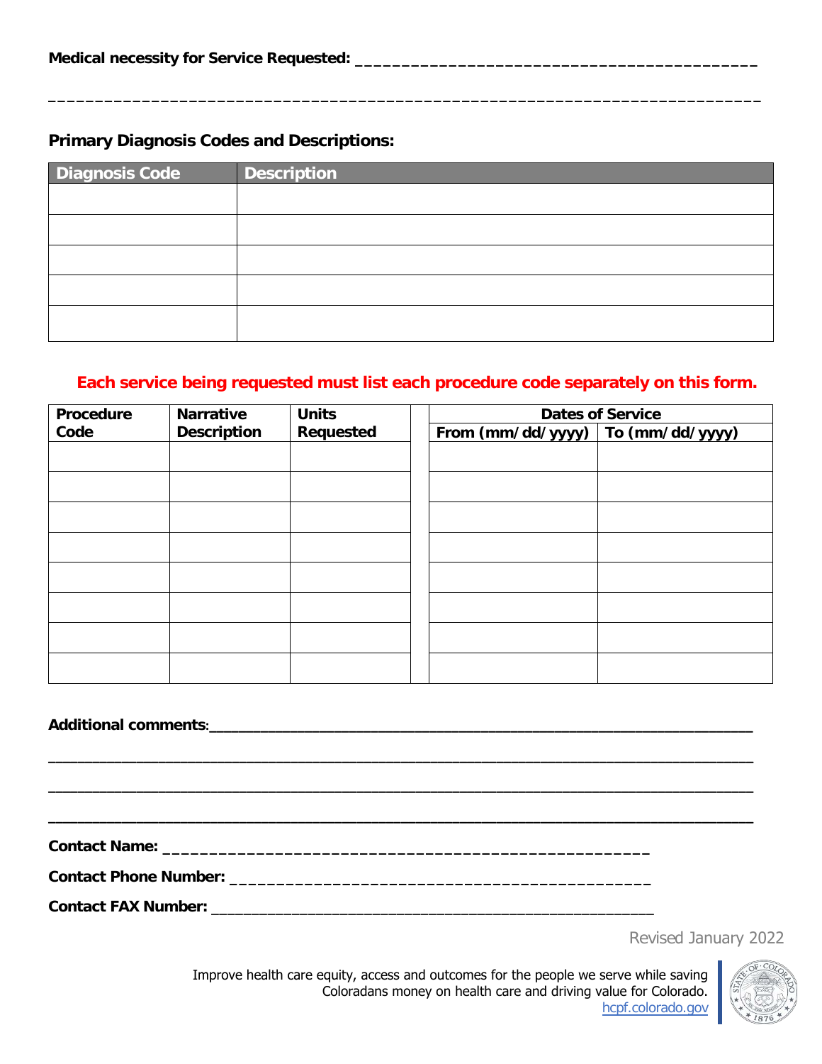**Medical necessity for Service Requested:** ___________________________________________

___________________________________________________________________________

**Primary Diagnosis Codes and Descriptions:**

| Diagnosis Code | Description |
|---|---|
| | |
| | |
| | |
| | |
| | |

**Each service being requested must list each procedure code separately on this form.**

| Procedure Code | Narrative Description | Units Requested | Dates of Service | |
|---|---|---|---|---|
| | | | From (mm/dd/yyyy) | To (mm/dd/yyyy) |
| | | | | |
| | | | | |
| | | | | |
| | | | | |
| | | | | |
| | | | | |
| | | | | |
| | | | | |

**Additional comments**:_______________________________________________________________

___________________________________________________________________________

___________________________________________________________________________

___________________________________________________________________________

**Contact Name:** ______________________________________________________

**Contact Phone Number:** _______________________________________________

**Contact FAX Number:** ________________________________________________

Revised January 2022

Improve health care equity, access and outcomes for the people we serve while saving Coloradans money on health care and driving value for Colorado.
hcpf.colorado.gov